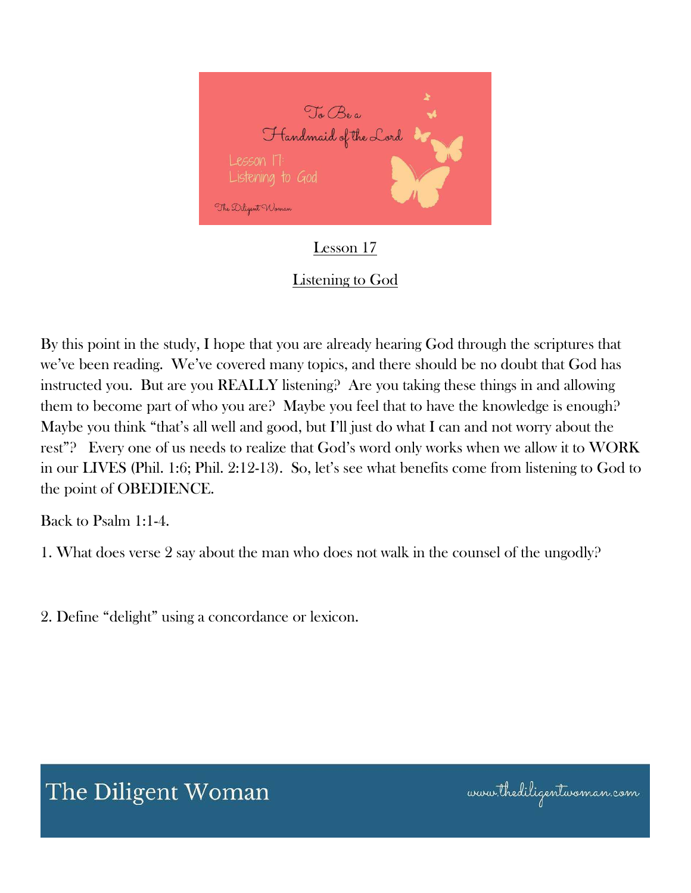To Be a Handmaid of the Lord

Lesson 17: Listening to God

The Diligent Woman

## Lesson 17

## Listening to God

By this point in the study, I hope that you are already hearing God through the scriptures that we've been reading. We've covered many topics, and there should be no doubt that God has instructed you. But are you REALLY listening? Are you taking these things in and allowing them to become part of who you are? Maybe you feel that to have the knowledge is enough? Maybe you think "that's all well and good, but I'll just do what I can and not worry about the rest"? Every one of us needs to realize that God's word only works when we allow it to WORK in our LIVES (Phil. 1:6; Phil. 2:12-13). So, let's see what benefits come from listening to God to the point of OBEDIENCE.

Back to Psalm 1:1-4.

1. What does verse 2 say about the man who does not walk in the counsel of the ungodly?

2. Define "delight" using a concordance or lexicon.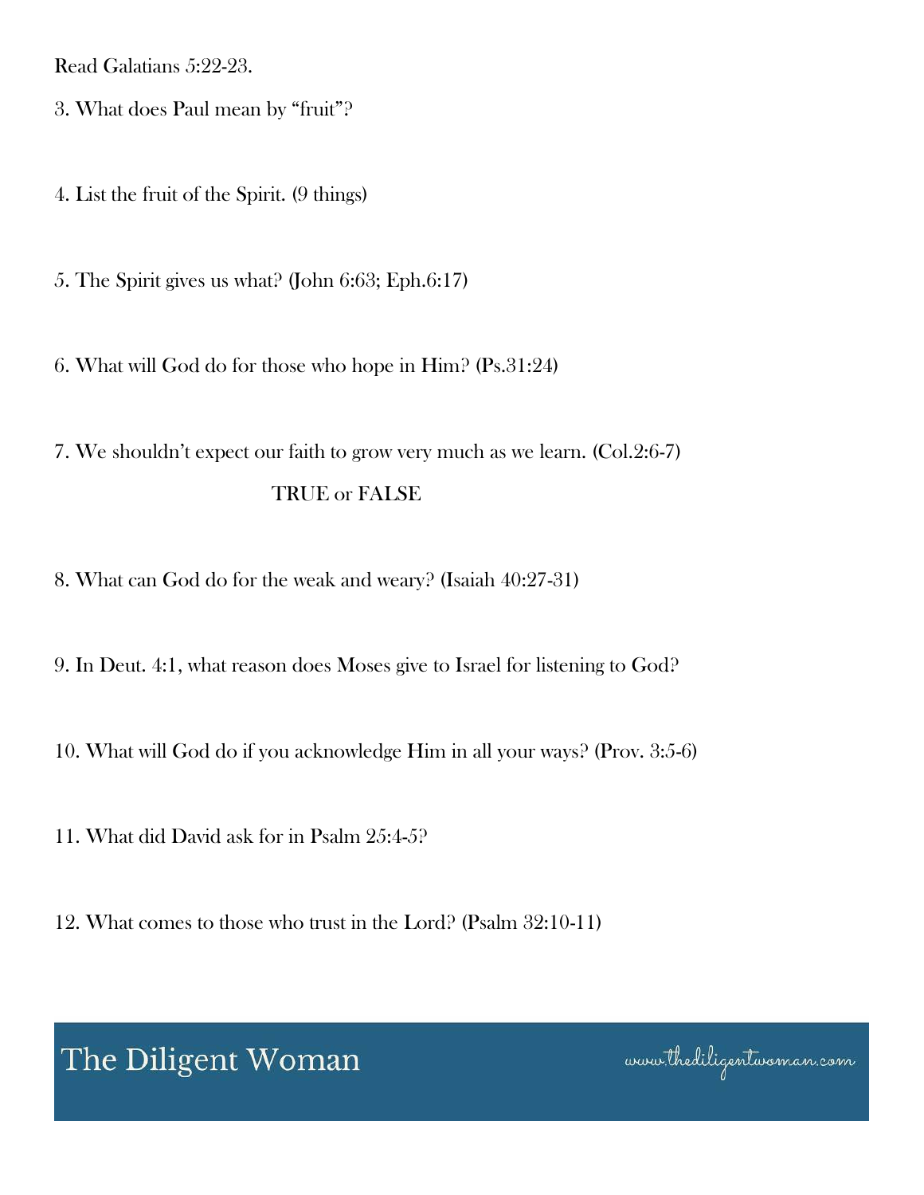Read Galatians 5:22-23.

3. What does Paul mean by "fruit"?

4. List the fruit of the Spirit. (9 things)

5. The Spirit gives us what? (John 6:63; Eph.6:17)

6. What will God do for those who hope in Him? (Ps.31:24)

7. We shouldn't expect our faith to grow very much as we learn. (Col.2:6-7)

TRUE or FALSE

8. What can God do for the weak and weary? (Isaiah 40:27-31)

9. In Deut. 4:1, what reason does Moses give to Israel for listening to God?

10. What will God do if you acknowledge Him in all your ways? (Prov. 3:5-6)

11. What did David ask for in Psalm 25:4-5?

12. What comes to those who trust in the Lord? (Psalm 32:10-11)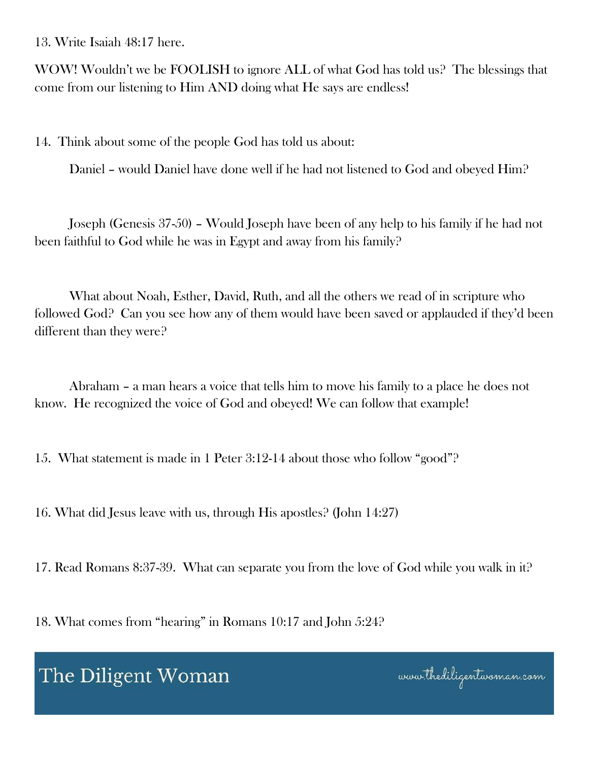13. Write Isaiah 48:17 here.

WOW! Wouldn't we be FOOLISH to ignore ALL of what God has told us? The blessings that come from our listening to Him AND doing what He says are endless!

14. Think about some of the people God has told us about:

Daniel – would Daniel have done well if he had not listened to God and obeyed Him?

Joseph (Genesis 37-50) – Would Joseph have been of any help to his family if he had not been faithful to God while he was in Egypt and away from his family?

What about Noah, Esther, David, Ruth, and all the others we read of in scripture who followed God? Can you see how any of them would have been saved or applauded if they'd been different than they were?

Abraham – a man hears a voice that tells him to move his family to a place he does not know. He recognized the voice of God and obeyed! We can follow that example!

15. What statement is made in 1 Peter 3:12-14 about those who follow "good"?

16. What did Jesus leave with us, through His apostles? (John 14:27)

17. Read Romans 8:37-39. What can separate you from the love of God while you walk in it?

18. What comes from "hearing" in Romans 10:17 and John 5:24?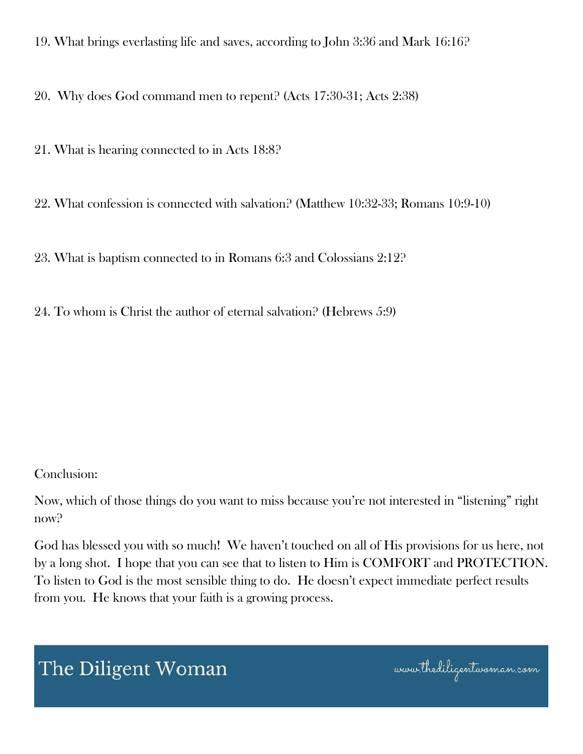19. What brings everlasting life and saves, according to John 3:36 and Mark 16:16?

20. Why does God command men to repent? (Acts 17:30-31; Acts 2:38)

21. What is hearing connected to in Acts 18:8?

22. What confession is connected with salvation? (Matthew 10:32-33; Romans 10:9-10)

23. What is baptism connected to in Romans 6:3 and Colossians 2:12?

24. To whom is Christ the author of eternal salvation? (Hebrews 5:9)

Conclusion:

Now, which of those things do you want to miss because you're not interested in "listening" right now?

God has blessed you with so much! We haven't touched on all of His provisions for us here, not by a long shot. I hope that you can see that to listen to Him is COMFORT and PROTECTION. To listen to God is the most sensible thing to do. He doesn't expect immediate perfect results from you. He knows that your faith is a growing process.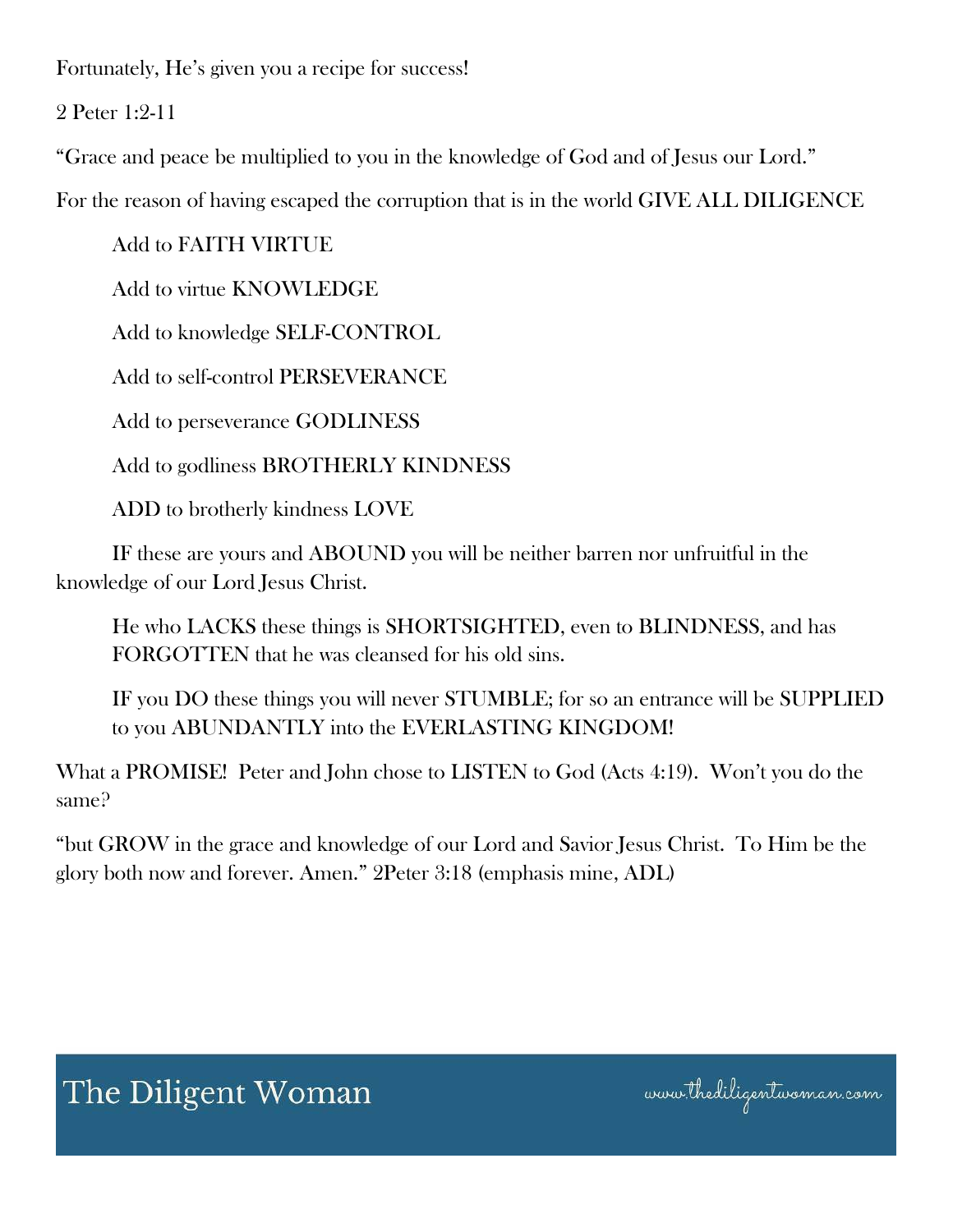Fortunately, He's given you a recipe for success!

2 Peter 1:2-11

"Grace and peace be multiplied to you in the knowledge of God and of Jesus our Lord."

For the reason of having escaped the corruption that is in the world GIVE ALL DILIGENCE

Add to FAITH VIRTUE

Add to virtue KNOWLEDGE

Add to knowledge SELF-CONTROL

Add to self-control PERSEVERANCE

Add to perseverance GODLINESS

Add to godliness BROTHERLY KINDNESS

ADD to brotherly kindness LOVE

IF these are yours and ABOUND you will be neither barren nor unfruitful in the knowledge of our Lord Jesus Christ.

He who LACKS these things is SHORTSIGHTED, even to BLINDNESS, and has FORGOTTEN that he was cleansed for his old sins.

IF you DO these things you will never STUMBLE; for so an entrance will be SUPPLIED to you ABUNDANTLY into the EVERLASTING KINGDOM!

What a PROMISE! Peter and John chose to LISTEN to God (Acts 4:19). Won't you do the same?

"but GROW in the grace and knowledge of our Lord and Savior Jesus Christ. To Him be the glory both now and forever. Amen." 2Peter 3:18 (emphasis mine, ADL)